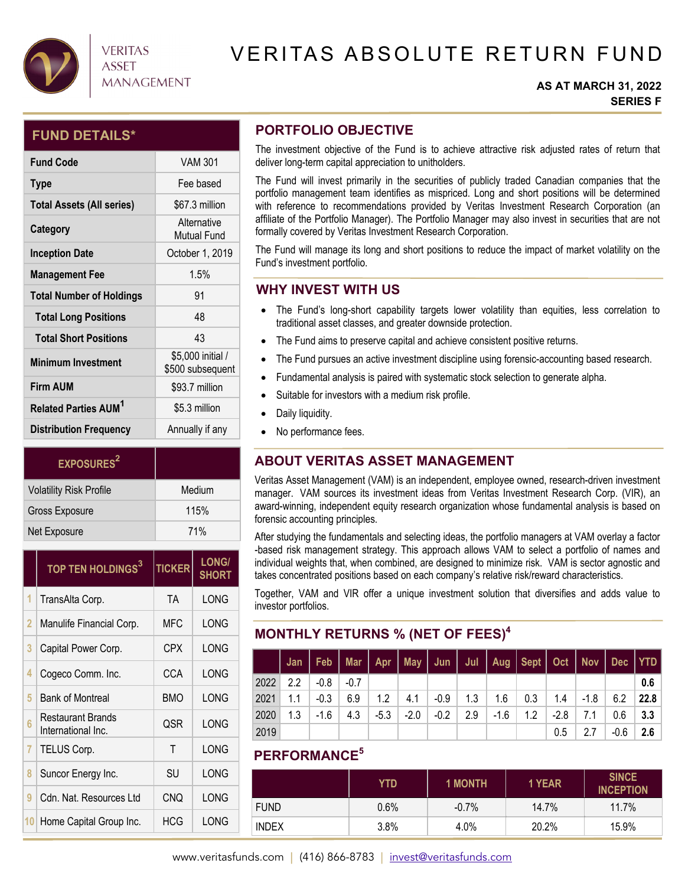VERITAS ASSET MANAGEMENT

# VERITAS ABSOLUTE RETURN FUND

**AS AT MARCH 31, 2022**
**SERIES F**

## FUND DETAILS*

| | |
|---|---|
| **Fund Code** | VAM 301 |
| **Type** | Fee based |
| **Total Assets (All series)** | $67.3 million |
| **Category** | Alternative Mutual Fund |
| **Inception Date** | October 1, 2019 |
| **Management Fee** | 1.5% |
| **Total Number of Holdings** | 91 |
| **Total Long Positions** | 48 |
| **Total Short Positions** | 43 |
| **Minimum Investment** | $5,000 initial / $500 subsequent |
| **Firm AUM** | $93.7 million |
| **Related Parties AUM[1]** | $5.3 million |
| **Distribution Frequency** | Annually if any |

| EXPOSURES[2] | |
|---|---|
| Volatility Risk Profile | Medium |
| Gross Exposure | 115% |
| Net Exposure | 71% |

| | TOP TEN HOLDINGS[3] | TICKER | LONG/ SHORT |
|---|---|---|---|
| 1 | TransAlta Corp. | TA | LONG |
| 2 | Manulife Financial Corp. | MFC | LONG |
| 3 | Capital Power Corp. | CPX | LONG |
| 4 | Cogeco Comm. Inc. | CCA | LONG |
| 5 | Bank of Montreal | BMO | LONG |
| 6 | Restaurant Brands International Inc. | QSR | LONG |
| 7 | TELUS Corp. | T | LONG |
| 8 | Suncor Energy Inc. | SU | LONG |
| 9 | Cdn. Nat. Resources Ltd | CNQ | LONG |
| 10 | Home Capital Group Inc. | HCG | LONG |

## PORTFOLIO OBJECTIVE

The investment objective of the Fund is to achieve attractive risk adjusted rates of return that deliver long-term capital appreciation to unitholders.

The Fund will invest primarily in the securities of publicly traded Canadian companies that the portfolio management team identifies as mispriced. Long and short positions will be determined with reference to recommendations provided by Veritas Investment Research Corporation (an affiliate of the Portfolio Manager). The Portfolio Manager may also invest in securities that are not formally covered by Veritas Investment Research Corporation.

The Fund will manage its long and short positions to reduce the impact of market volatility on the Fund's investment portfolio.

## WHY INVEST WITH US

- The Fund's long-short capability targets lower volatility than equities, less correlation to traditional asset classes, and greater downside protection.
- The Fund aims to preserve capital and achieve consistent positive returns.
- The Fund pursues an active investment discipline using forensic-accounting based research.
- Fundamental analysis is paired with systematic stock selection to generate alpha.
- Suitable for investors with a medium risk profile.
- Daily liquidity.
- No performance fees.

## ABOUT VERITAS ASSET MANAGEMENT

Veritas Asset Management (VAM) is an independent, employee owned, research-driven investment manager. VAM sources its investment ideas from Veritas Investment Research Corp. (VIR), an award-winning, independent equity research organization whose fundamental analysis is based on forensic accounting principles.

After studying the fundamentals and selecting ideas, the portfolio managers at VAM overlay a factor-based risk management strategy. This approach allows VAM to select a portfolio of names and individual weights that, when combined, are designed to minimize risk. VAM is sector agnostic and takes concentrated positions based on each company's relative risk/reward characteristics.

Together, VAM and VIR offer a unique investment solution that diversifies and adds value to investor portfolios.

## MONTHLY RETURNS % (NET OF FEES)[4]

| | Jan | Feb | Mar | Apr | May | Jun | Jul | Aug | Sept | Oct | Nov | Dec | YTD |
|---|---|---|---|---|---|---|---|---|---|---|---|---|---|
| 2022 | 2.2 | -0.8 | -0.7 | | | | | | | | | | **0.6** |
| 2021 | 1.1 | -0.3 | 6.9 | 1.2 | 4.1 | -0.9 | 1.3 | 1.6 | 0.3 | 1.4 | -1.8 | 6.2 | **22.8** |
| 2020 | 1.3 | -1.6 | 4.3 | -5.3 | -2.0 | -0.2 | 2.9 | -1.6 | 1.2 | -2.8 | 7.1 | 0.6 | **3.3** |
| 2019 | | | | | | | | | | 0.5 | 2.7 | -0.6 | **2.6** |

## PERFORMANCE[5]

| | YTD | 1 MONTH | 1 YEAR | SINCE INCEPTION |
|---|---|---|---|---|
| FUND | 0.6% | -0.7% | 14.7% | 11.7% |
| INDEX | 3.8% | 4.0% | 20.2% | 15.9% |

www.veritasfunds.com | (416) 866-8783 | invest@veritasfunds.com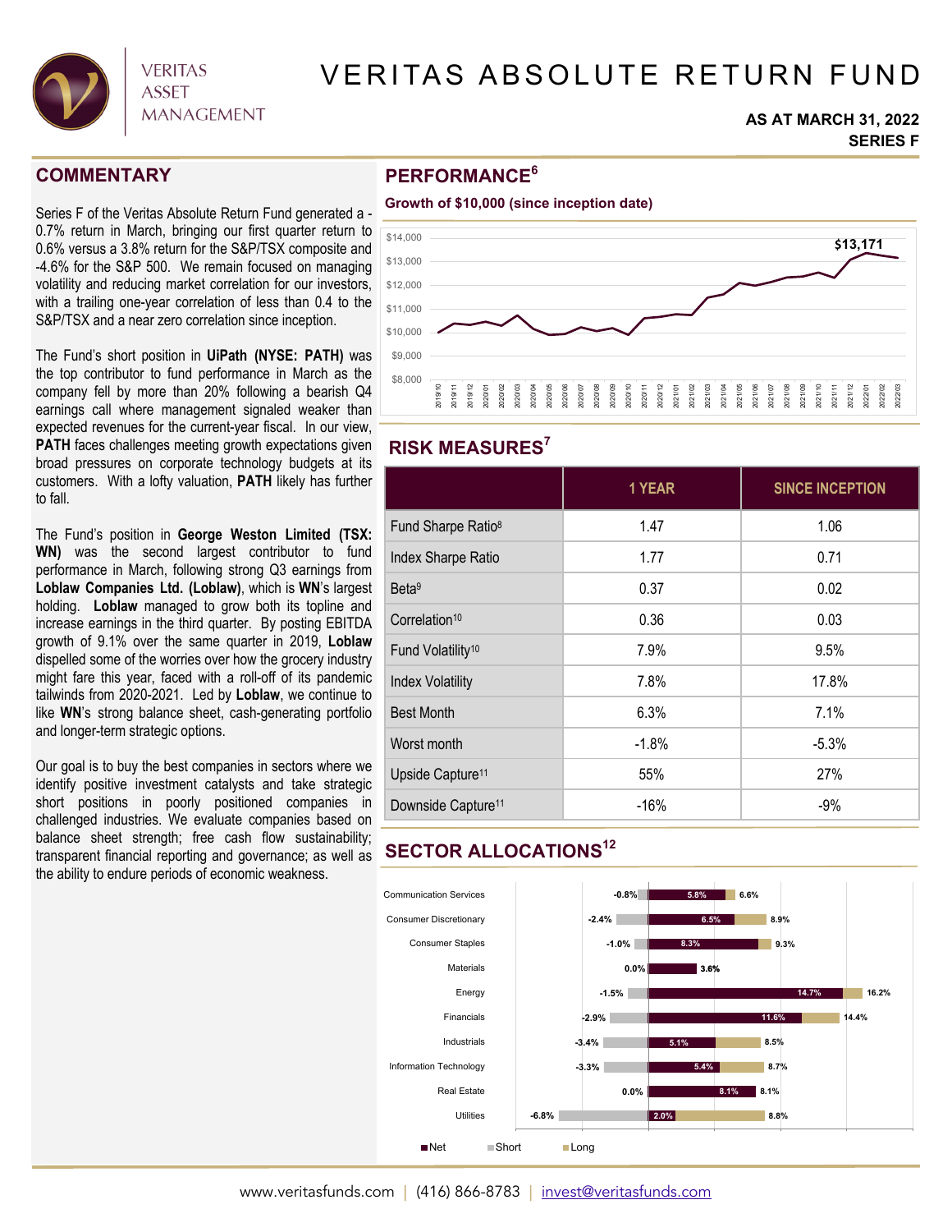# VERITAS ABSOLUTE RETURN FUND

**AS AT MARCH 31, 2022**
**SERIES F**

## COMMENTARY

Series F of the Veritas Absolute Return Fund generated a -0.7% return in March, bringing our first quarter return to 0.6% versus a 3.8% return for the S&P/TSX composite and -4.6% for the S&P 500. We remain focused on managing volatility and reducing market correlation for our investors, with a trailing one-year correlation of less than 0.4 to the S&P/TSX and a near zero correlation since inception.

The Fund's short position in **UiPath (NYSE: PATH)** was the top contributor to fund performance in March as the company fell by more than 20% following a bearish Q4 earnings call where management signaled weaker than expected revenues for the current-year fiscal. In our view, **PATH** faces challenges meeting growth expectations given broad pressures on corporate technology budgets at its customers. With a lofty valuation, **PATH** likely has further to fall.

The Fund's position in **George Weston Limited (TSX: WN)** was the second largest contributor to fund performance in March, following strong Q3 earnings from **Loblaw Companies Ltd. (Loblaw)**, which is **WN**'s largest holding. **Loblaw** managed to grow both its topline and increase earnings in the third quarter. By posting EBITDA growth of 9.1% over the same quarter in 2019, **Loblaw** dispelled some of the worries over how the grocery industry might fare this year, faced with a roll-off of its pandemic tailwinds from 2020-2021. Led by **Loblaw**, we continue to like **WN**'s strong balance sheet, cash-generating portfolio and longer-term strategic options.

Our goal is to buy the best companies in sectors where we identify positive investment catalysts and take strategic short positions in poorly positioned companies in challenged industries. We evaluate companies based on balance sheet strength; free cash flow sustainability; transparent financial reporting and governance; as well as the ability to endure periods of economic weakness.

## PERFORMANCE[6]

**Growth of $10,000 (since inception date)**

$13,171

## RISK MEASURES[7]

| | 1 YEAR | SINCE INCEPTION |
|---|---|---|
| Fund Sharpe Ratio[8] | 1.47 | 1.06 |
| Index Sharpe Ratio | 1.77 | 0.71 |
| Beta[9] | 0.37 | 0.02 |
| Correlation[10] | 0.36 | 0.03 |
| Fund Volatility[10] | 7.9% | 9.5% |
| Index Volatility | 7.8% | 17.8% |
| Best Month | 6.3% | 7.1% |
| Worst month | -1.8% | -5.3% |
| Upside Capture[11] | 55% | 27% |
| Downside Capture[11] | -16% | -9% |

## SECTOR ALLOCATIONS[12]

| Sector | Short | Net | Long |
|---|---|---|---|
| Communication Services | -0.8% | 5.8% | 6.6% |
| Consumer Discretionary | -2.4% | 6.5% | 8.9% |
| Consumer Staples | -1.0% | 8.3% | 9.3% |
| Materials | 0.0% | 3.6% | 3.6% |
| Energy | -1.5% | 14.7% | 16.2% |
| Financials | -2.9% | 11.6% | 14.4% |
| Industrials | -3.4% | 5.1% | 8.5% |
| Information Technology | -3.3% | 5.4% | 8.7% |
| Real Estate | 0.0% | 8.1% | 8.1% |
| Utilities | -6.8% | 2.0% | 8.8% |

www.veritasfunds.com | (416) 866-8783 | invest@veritasfunds.com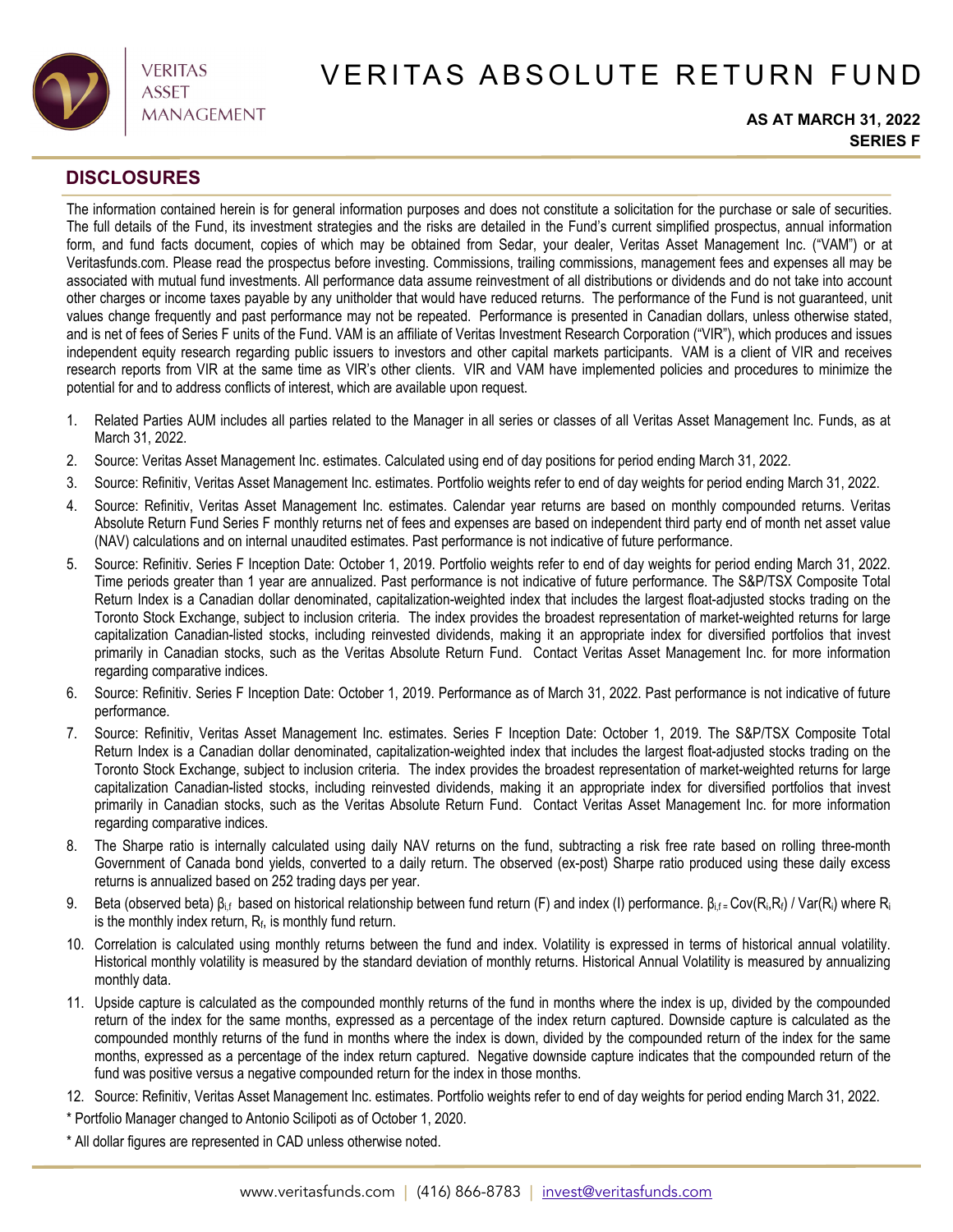# VERITAS ABSOLUTE RETURN FUND

**AS AT MARCH 31, 2022**
**SERIES F**

## DISCLOSURES

The information contained herein is for general information purposes and does not constitute a solicitation for the purchase or sale of securities. The full details of the Fund, its investment strategies and the risks are detailed in the Fund's current simplified prospectus, annual information form, and fund facts document, copies of which may be obtained from Sedar, your dealer, Veritas Asset Management Inc. ("VAM") or at Veritasfunds.com. Please read the prospectus before investing. Commissions, trailing commissions, management fees and expenses all may be associated with mutual fund investments. All performance data assume reinvestment of all distributions or dividends and do not take into account other charges or income taxes payable by any unitholder that would have reduced returns. The performance of the Fund is not guaranteed, unit values change frequently and past performance may not be repeated. Performance is presented in Canadian dollars, unless otherwise stated, and is net of fees of Series F units of the Fund. VAM is an affiliate of Veritas Investment Research Corporation ("VIR"), which produces and issues independent equity research regarding public issuers to investors and other capital markets participants. VAM is a client of VIR and receives research reports from VIR at the same time as VIR's other clients. VIR and VAM have implemented policies and procedures to minimize the potential for and to address conflicts of interest, which are available upon request.

1. Related Parties AUM includes all parties related to the Manager in all series or classes of all Veritas Asset Management Inc. Funds, as at March 31, 2022.
2. Source: Veritas Asset Management Inc. estimates. Calculated using end of day positions for period ending March 31, 2022.
3. Source: Refinitiv, Veritas Asset Management Inc. estimates. Portfolio weights refer to end of day weights for period ending March 31, 2022.
4. Source: Refinitiv, Veritas Asset Management Inc. estimates. Calendar year returns are based on monthly compounded returns. Veritas Absolute Return Fund Series F monthly returns net of fees and expenses are based on independent third party end of month net asset value (NAV) calculations and on internal unaudited estimates. Past performance is not indicative of future performance.
5. Source: Refinitiv. Series F Inception Date: October 1, 2019. Portfolio weights refer to end of day weights for period ending March 31, 2022. Time periods greater than 1 year are annualized. Past performance is not indicative of future performance. The S&P/TSX Composite Total Return Index is a Canadian dollar denominated, capitalization-weighted index that includes the largest float-adjusted stocks trading on the Toronto Stock Exchange, subject to inclusion criteria. The index provides the broadest representation of market-weighted returns for large capitalization Canadian-listed stocks, including reinvested dividends, making it an appropriate index for diversified portfolios that invest primarily in Canadian stocks, such as the Veritas Absolute Return Fund. Contact Veritas Asset Management Inc. for more information regarding comparative indices.
6. Source: Refinitiv. Series F Inception Date: October 1, 2019. Performance as of March 31, 2022. Past performance is not indicative of future performance.
7. Source: Refinitiv, Veritas Asset Management Inc. estimates. Series F Inception Date: October 1, 2019. The S&P/TSX Composite Total Return Index is a Canadian dollar denominated, capitalization-weighted index that includes the largest float-adjusted stocks trading on the Toronto Stock Exchange, subject to inclusion criteria. The index provides the broadest representation of market-weighted returns for large capitalization Canadian-listed stocks, including reinvested dividends, making it an appropriate index for diversified portfolios that invest primarily in Canadian stocks, such as the Veritas Absolute Return Fund. Contact Veritas Asset Management Inc. for more information regarding comparative indices.
8. The Sharpe ratio is internally calculated using daily NAV returns on the fund, subtracting a risk free rate based on rolling three-month Government of Canada bond yields, converted to a daily return. The observed (ex-post) Sharpe ratio produced using these daily excess returns is annualized based on 252 trading days per year.
9. Beta (observed beta) $\beta_{i,f}$ based on historical relationship between fund return (F) and index (I) performance. $\beta_{i,f} = Cov(R_i,R_f) / Var(R_i)$ where $R_i$ is the monthly index return, $R_f$, is monthly fund return.
10. Correlation is calculated using monthly returns between the fund and index. Volatility is expressed in terms of historical annual volatility. Historical monthly volatility is measured by the standard deviation of monthly returns. Historical Annual Volatility is measured by annualizing monthly data.
11. Upside capture is calculated as the compounded monthly returns of the fund in months where the index is up, divided by the compounded return of the index for the same months, expressed as a percentage of the index return captured. Downside capture is calculated as the compounded monthly returns of the fund in months where the index is down, divided by the compounded return of the index for the same months, expressed as a percentage of the index return captured. Negative downside capture indicates that the compounded return of the fund was positive versus a negative compounded return for the index in those months.
12. Source: Refinitiv, Veritas Asset Management Inc. estimates. Portfolio weights refer to end of day weights for period ending March 31, 2022.

\* Portfolio Manager changed to Antonio Scilipoti as of October 1, 2020.

\* All dollar figures are represented in CAD unless otherwise noted.

www.veritasfunds.com | (416) 866-8783 | invest@veritasfunds.com